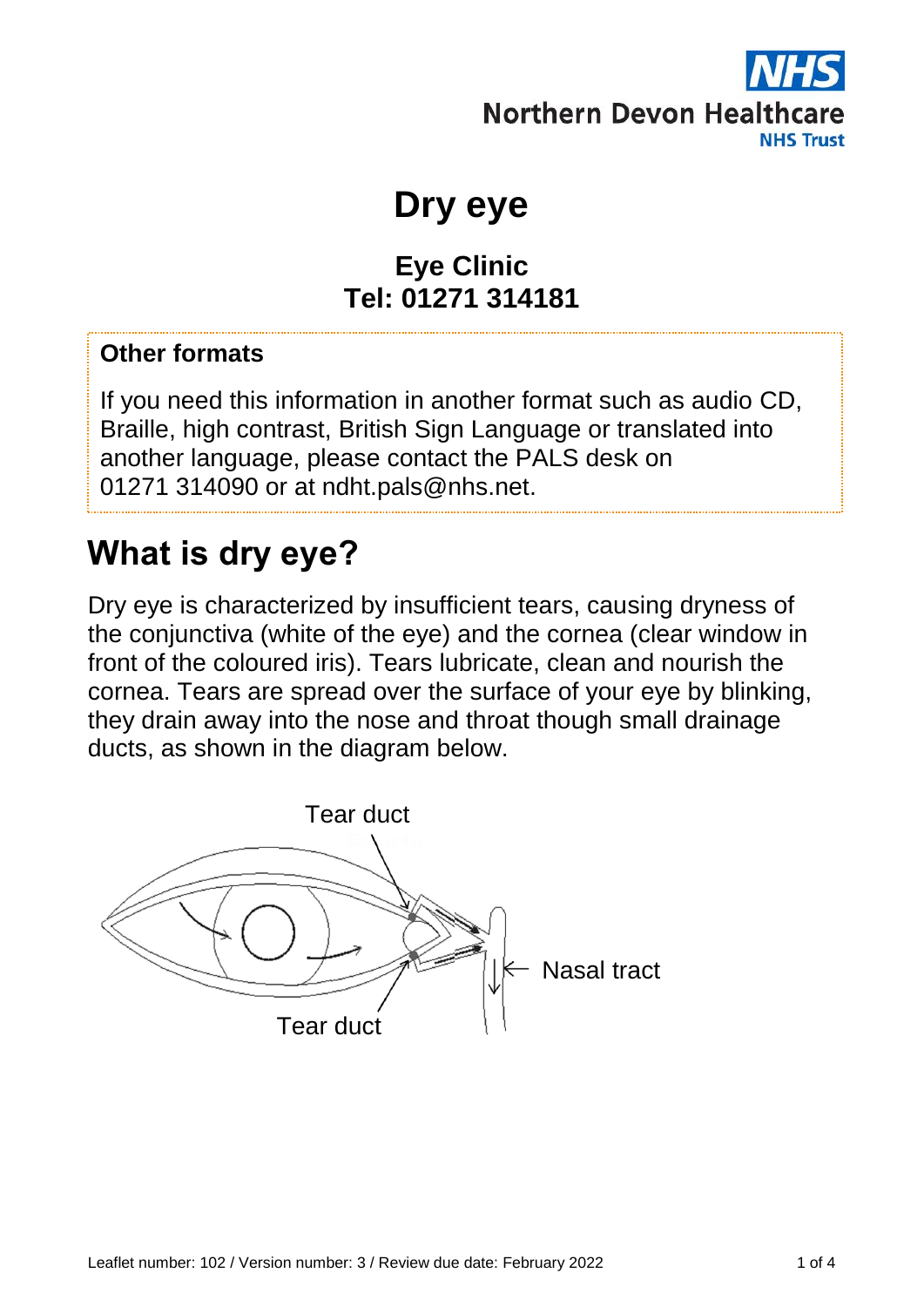NHS
Northern Devon Healthcare
NHS Trust

# Dry eye

## Eye Clinic
## Tel: 01271 314181

**Other formats**

If you need this information in another format such as audio CD, Braille, high contrast, British Sign Language or translated into another language, please contact the PALS desk on 01271 314090 or at ndht.pals@nhs.net.

## What is dry eye?

Dry eye is characterized by insufficient tears, causing dryness of the conjunctiva (white of the eye) and the cornea (clear window in front of the coloured iris). Tears lubricate, clean and nourish the cornea. Tears are spread over the surface of your eye by blinking, they drain away into the nose and throat though small drainage ducts, as shown in the diagram below.

Tear duct

Nasal tract

Tear duct

Leaflet number: 102 / Version number: 3 / Review due date: February 2022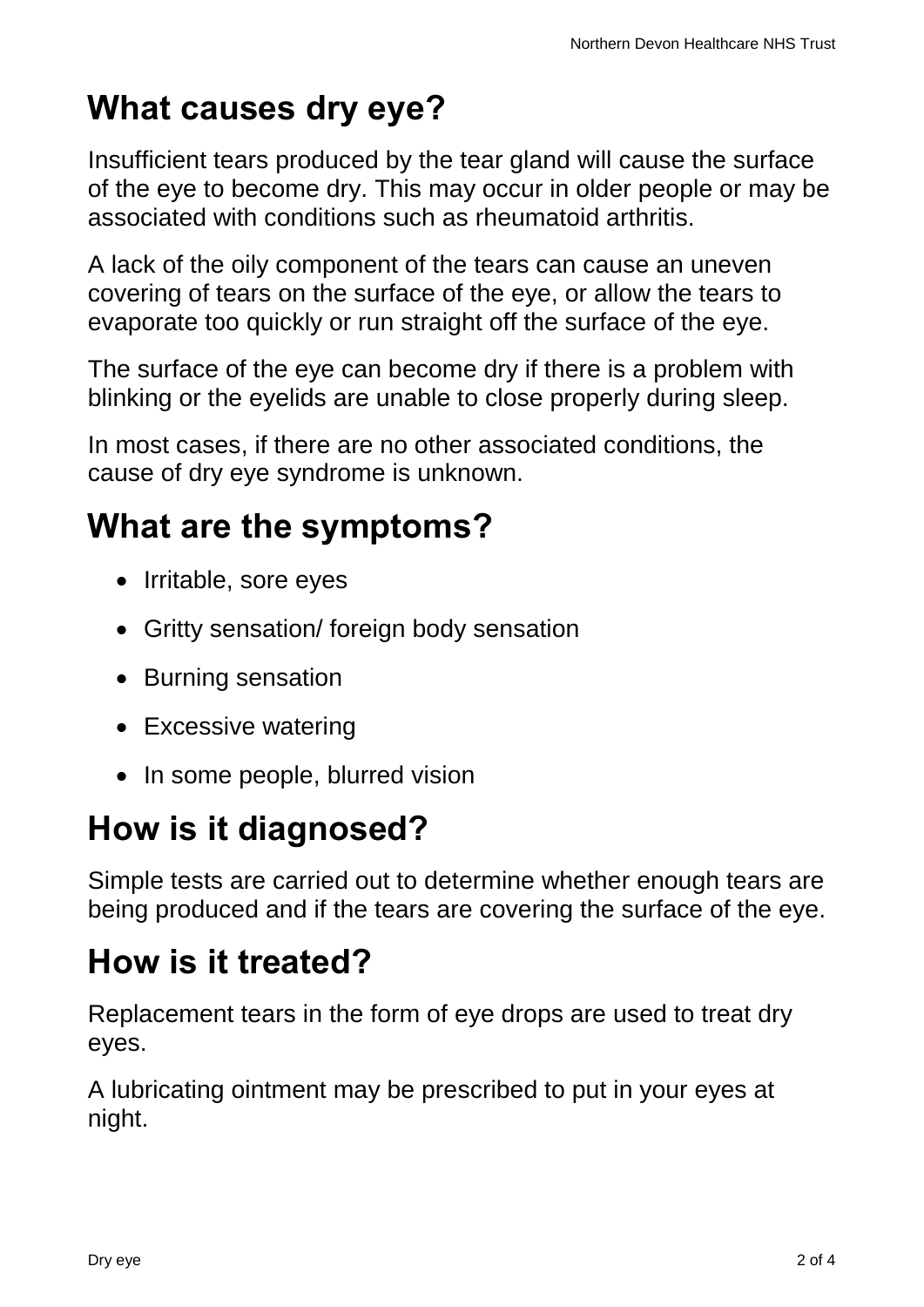## What causes dry eye?

Insufficient tears produced by the tear gland will cause the surface of the eye to become dry. This may occur in older people or may be associated with conditions such as rheumatoid arthritis.

A lack of the oily component of the tears can cause an uneven covering of tears on the surface of the eye, or allow the tears to evaporate too quickly or run straight off the surface of the eye.

The surface of the eye can become dry if there is a problem with blinking or the eyelids are unable to close properly during sleep.

In most cases, if there are no other associated conditions, the cause of dry eye syndrome is unknown.

## What are the symptoms?

- Irritable, sore eyes
- Gritty sensation/ foreign body sensation
- Burning sensation
- Excessive watering
- In some people, blurred vision

## How is it diagnosed?

Simple tests are carried out to determine whether enough tears are being produced and if the tears are covering the surface of the eye.

## How is it treated?

Replacement tears in the form of eye drops are used to treat dry eyes.

A lubricating ointment may be prescribed to put in your eyes at night.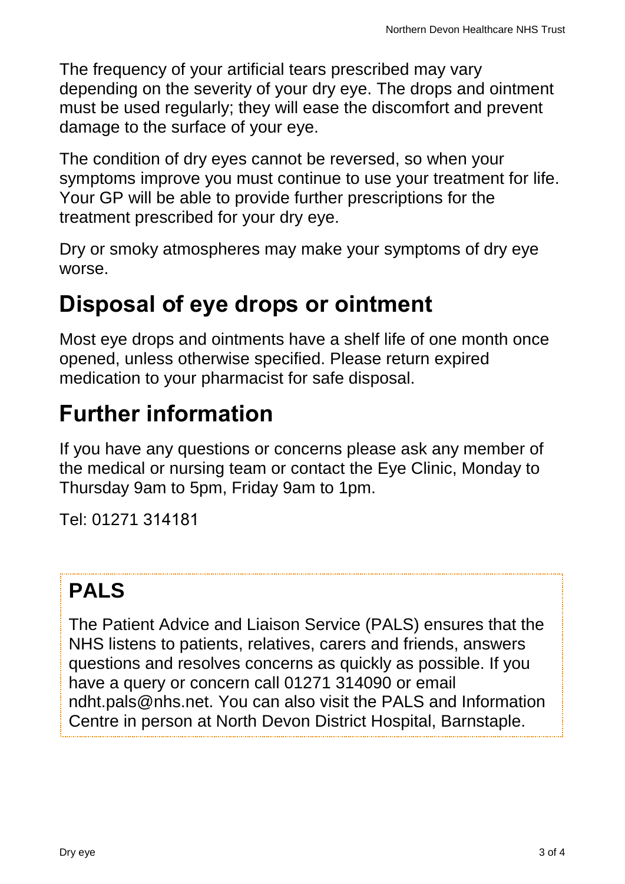The frequency of your artificial tears prescribed may vary depending on the severity of your dry eye. The drops and ointment must be used regularly; they will ease the discomfort and prevent damage to the surface of your eye.

The condition of dry eyes cannot be reversed, so when your symptoms improve you must continue to use your treatment for life. Your GP will be able to provide further prescriptions for the treatment prescribed for your dry eye.

Dry or smoky atmospheres may make your symptoms of dry eye worse.

## Disposal of eye drops or ointment

Most eye drops and ointments have a shelf life of one month once opened, unless otherwise specified. Please return expired medication to your pharmacist for safe disposal.

## Further information

If you have any questions or concerns please ask any member of the medical or nursing team or contact the Eye Clinic, Monday to Thursday 9am to 5pm, Friday 9am to 1pm.

Tel: 01271 314181

### PALS

The Patient Advice and Liaison Service (PALS) ensures that the NHS listens to patients, relatives, carers and friends, answers questions and resolves concerns as quickly as possible. If you have a query or concern call 01271 314090 or email ndht.pals@nhs.net. You can also visit the PALS and Information Centre in person at North Devon District Hospital, Barnstaple.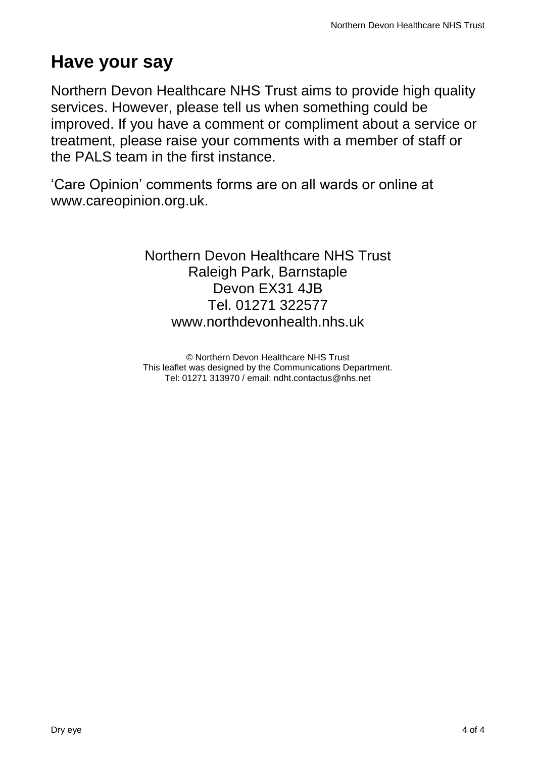## Have your say

Northern Devon Healthcare NHS Trust aims to provide high quality services. However, please tell us when something could be improved. If you have a comment or compliment about a service or treatment, please raise your comments with a member of staff or the PALS team in the first instance.

'Care Opinion' comments forms are on all wards or online at www.careopinion.org.uk.

Northern Devon Healthcare NHS Trust
Raleigh Park, Barnstaple
Devon EX31 4JB
Tel. 01271 322577
www.northdevonhealth.nhs.uk

© Northern Devon Healthcare NHS Trust
This leaflet was designed by the Communications Department.
Tel: 01271 313970 / email: ndht.contactus@nhs.net